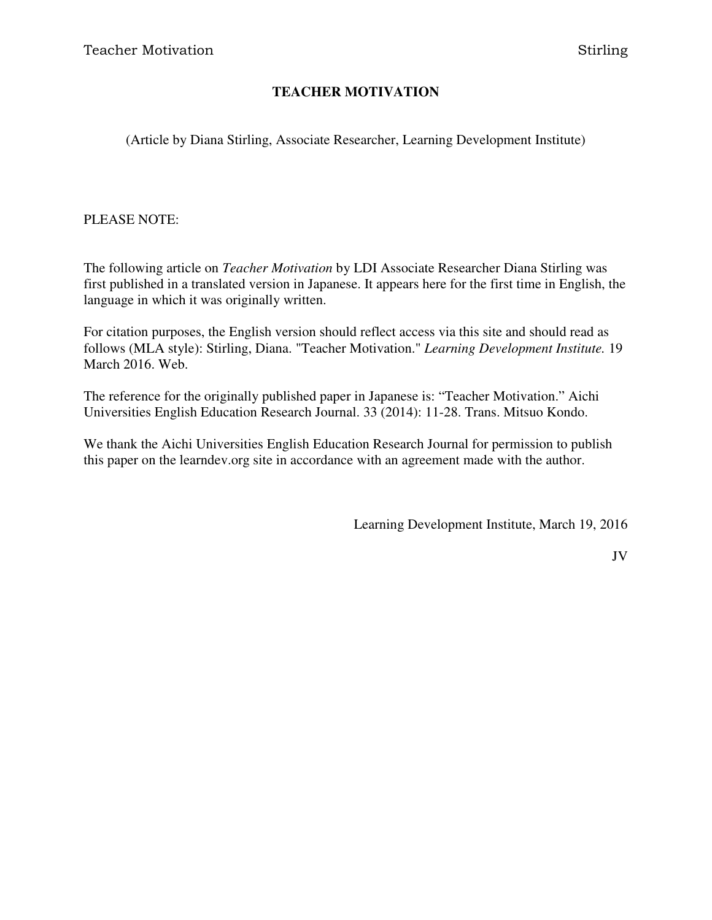# TEACHER MOTIVATION

(Article by Diana Stirling, Associate Researcher, Learning Development Institute)

PLEASE NOTE:

The following article on *Teacher Motivation* by LDI Associate Researcher Diana Stirling was first published in a translated version in Japanese. It appears here for the first time in English, the language in which it was originally written.

For citation purposes, the English version should reflect access via this site and should read as follows (MLA style): Stirling, Diana. "Teacher Motivation." *Learning Development Institute.* 19 March 2016. Web.

The reference for the originally published paper in Japanese is: "Teacher Motivation." Aichi Universities English Education Research Journal. 33 (2014): 11-28. Trans. Mitsuo Kondo.

We thank the Aichi Universities English Education Research Journal for permission to publish this paper on the learndev.org site in accordance with an agreement made with the author.

Learning Development Institute, March 19, 2016

JV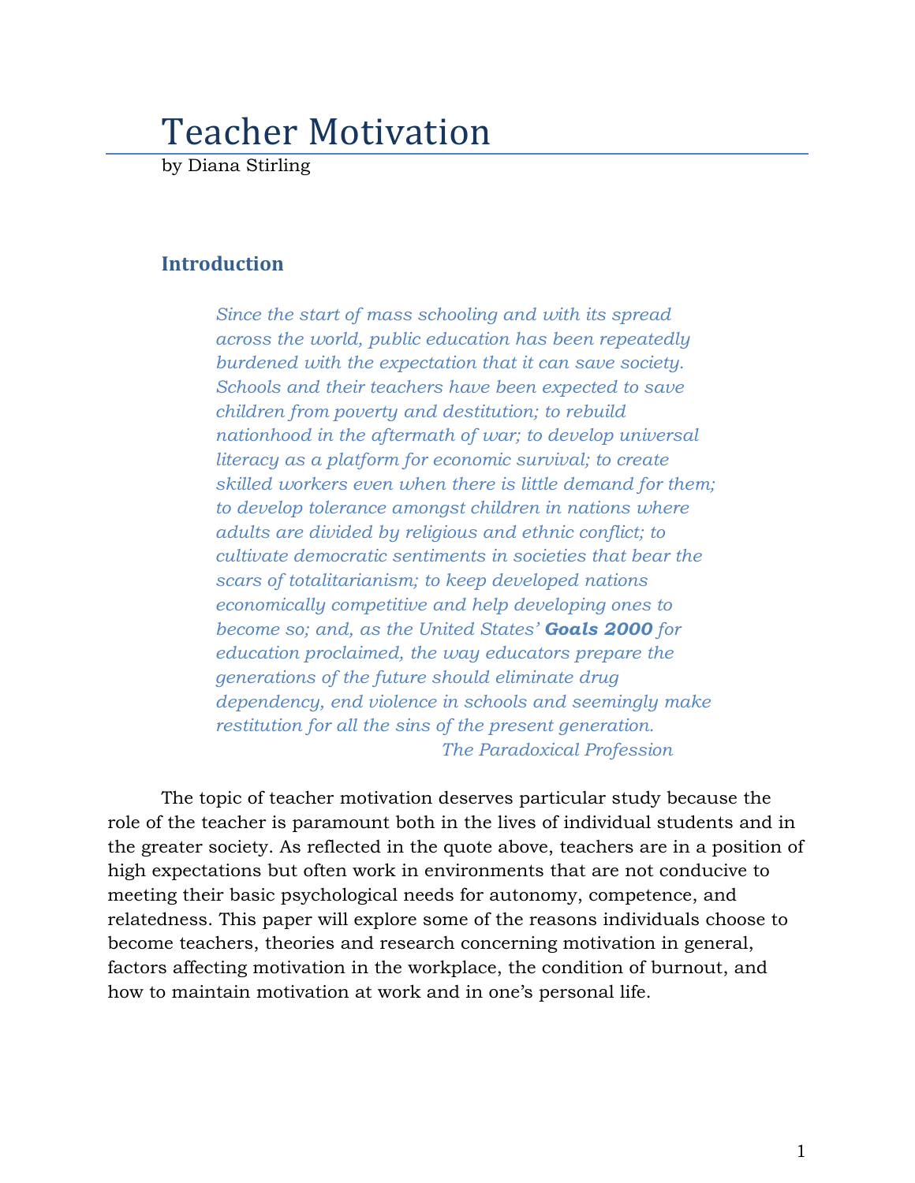# Teacher Motivation

by Diana Stirling

## Introduction

> *Since the start of mass schooling and with its spread across the world, public education has been repeatedly burdened with the expectation that it can save society. Schools and their teachers have been expected to save children from poverty and destitution; to rebuild nationhood in the aftermath of war; to develop universal literacy as a platform for economic survival; to create skilled workers even when there is little demand for them; to develop tolerance amongst children in nations where adults are divided by religious and ethnic conflict; to cultivate democratic sentiments in societies that bear the scars of totalitarianism; to keep developed nations economically competitive and help developing ones to become so; and, as the United States' **Goals 2000** for education proclaimed, the way educators prepare the generations of the future should eliminate drug dependency, end violence in schools and seemingly make restitution for all the sins of the present generation.*
>
> *The Paradoxical Profession*

The topic of teacher motivation deserves particular study because the role of the teacher is paramount both in the lives of individual students and in the greater society. As reflected in the quote above, teachers are in a position of high expectations but often work in environments that are not conducive to meeting their basic psychological needs for autonomy, competence, and relatedness. This paper will explore some of the reasons individuals choose to become teachers, theories and research concerning motivation in general, factors affecting motivation in the workplace, the condition of burnout, and how to maintain motivation at work and in one's personal life.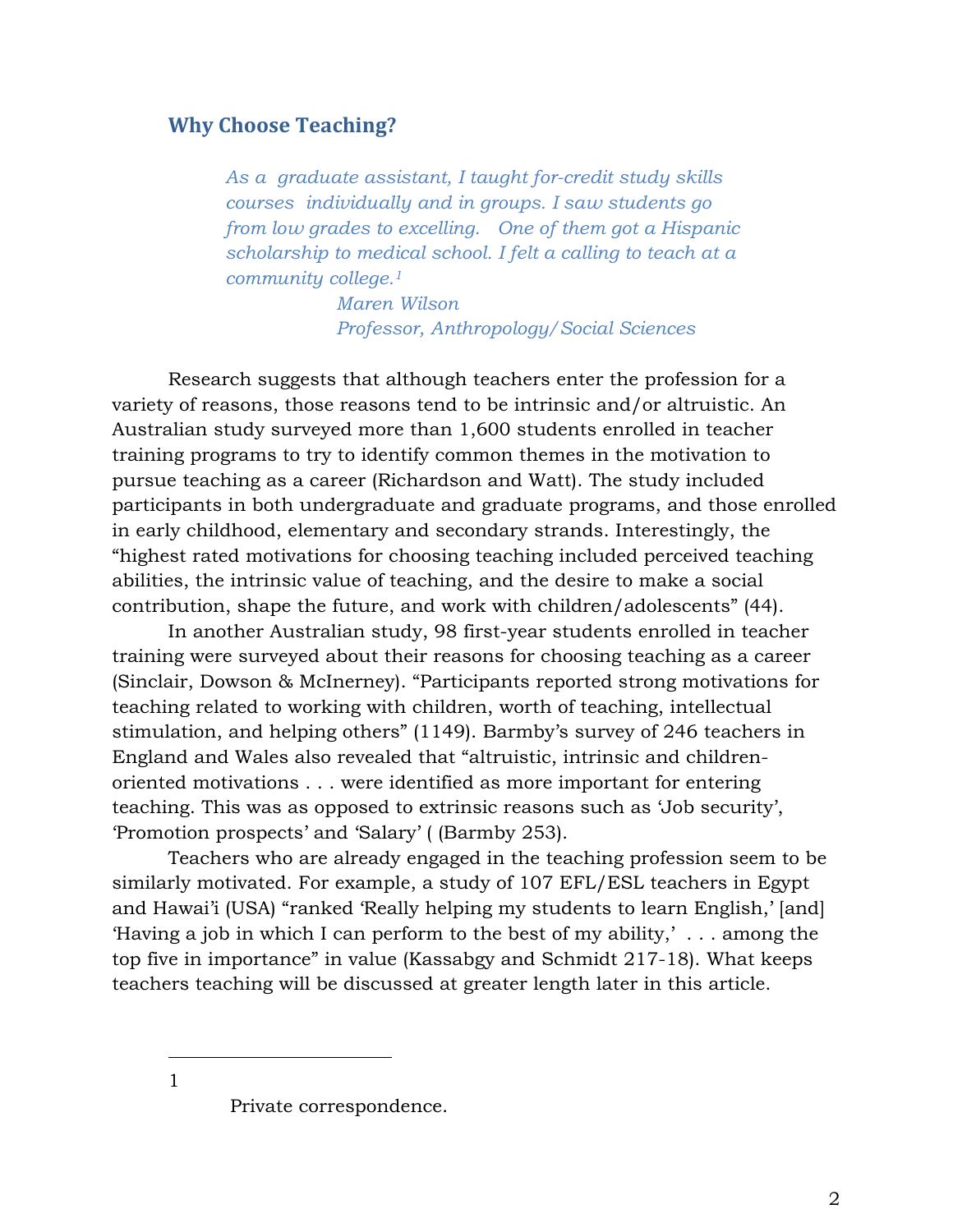## Why Choose Teaching?

> *As a graduate assistant, I taught for-credit study skills courses individually and in groups. I saw students go from low grades to excelling. One of them got a Hispanic scholarship to medical school. I felt a calling to teach at a community college.*[1]
>
> *Maren Wilson*
> *Professor, Anthropology/Social Sciences*

Research suggests that although teachers enter the profession for a variety of reasons, those reasons tend to be intrinsic and/or altruistic. An Australian study surveyed more than 1,600 students enrolled in teacher training programs to try to identify common themes in the motivation to pursue teaching as a career (Richardson and Watt). The study included participants in both undergraduate and graduate programs, and those enrolled in early childhood, elementary and secondary strands. Interestingly, the "highest rated motivations for choosing teaching included perceived teaching abilities, the intrinsic value of teaching, and the desire to make a social contribution, shape the future, and work with children/adolescents" (44).

In another Australian study, 98 first-year students enrolled in teacher training were surveyed about their reasons for choosing teaching as a career (Sinclair, Dowson & McInerney). "Participants reported strong motivations for teaching related to working with children, worth of teaching, intellectual stimulation, and helping others" (1149). Barmby's survey of 246 teachers in England and Wales also revealed that "altruistic, intrinsic and children-oriented motivations . . . were identified as more important for entering teaching. This was as opposed to extrinsic reasons such as 'Job security', 'Promotion prospects' and 'Salary' ( (Barmby 253).

Teachers who are already engaged in the teaching profession seem to be similarly motivated. For example, a study of 107 EFL/ESL teachers in Egypt and Hawai'i (USA) "ranked 'Really helping my students to learn English,' [and] 'Having a job in which I can perform to the best of my ability,' . . . among the top five in importance" in value (Kassabgy and Schmidt 217-18). What keeps teachers teaching will be discussed at greater length later in this article.

---

[1] Private correspondence.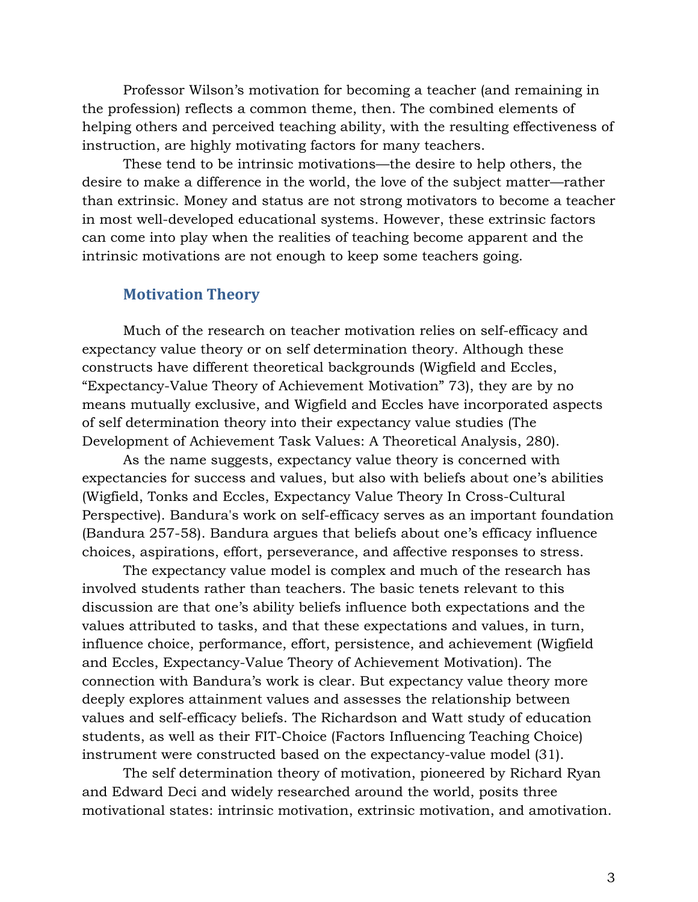Professor Wilson's motivation for becoming a teacher (and remaining in the profession) reflects a common theme, then. The combined elements of helping others and perceived teaching ability, with the resulting effectiveness of instruction, are highly motivating factors for many teachers.

These tend to be intrinsic motivations—the desire to help others, the desire to make a difference in the world, the love of the subject matter—rather than extrinsic. Money and status are not strong motivators to become a teacher in most well-developed educational systems. However, these extrinsic factors can come into play when the realities of teaching become apparent and the intrinsic motivations are not enough to keep some teachers going.

## Motivation Theory

Much of the research on teacher motivation relies on self-efficacy and expectancy value theory or on self determination theory. Although these constructs have different theoretical backgrounds (Wigfield and Eccles, "Expectancy-Value Theory of Achievement Motivation" 73), they are by no means mutually exclusive, and Wigfield and Eccles have incorporated aspects of self determination theory into their expectancy value studies (The Development of Achievement Task Values: A Theoretical Analysis, 280).

As the name suggests, expectancy value theory is concerned with expectancies for success and values, but also with beliefs about one's abilities (Wigfield, Tonks and Eccles, Expectancy Value Theory In Cross-Cultural Perspective). Bandura's work on self-efficacy serves as an important foundation (Bandura 257-58). Bandura argues that beliefs about one's efficacy influence choices, aspirations, effort, perseverance, and affective responses to stress.

The expectancy value model is complex and much of the research has involved students rather than teachers. The basic tenets relevant to this discussion are that one's ability beliefs influence both expectations and the values attributed to tasks, and that these expectations and values, in turn, influence choice, performance, effort, persistence, and achievement (Wigfield and Eccles, Expectancy-Value Theory of Achievement Motivation). The connection with Bandura's work is clear. But expectancy value theory more deeply explores attainment values and assesses the relationship between values and self-efficacy beliefs. The Richardson and Watt study of education students, as well as their FIT-Choice (Factors Influencing Teaching Choice) instrument were constructed based on the expectancy-value model (31).

The self determination theory of motivation, pioneered by Richard Ryan and Edward Deci and widely researched around the world, posits three motivational states: intrinsic motivation, extrinsic motivation, and amotivation.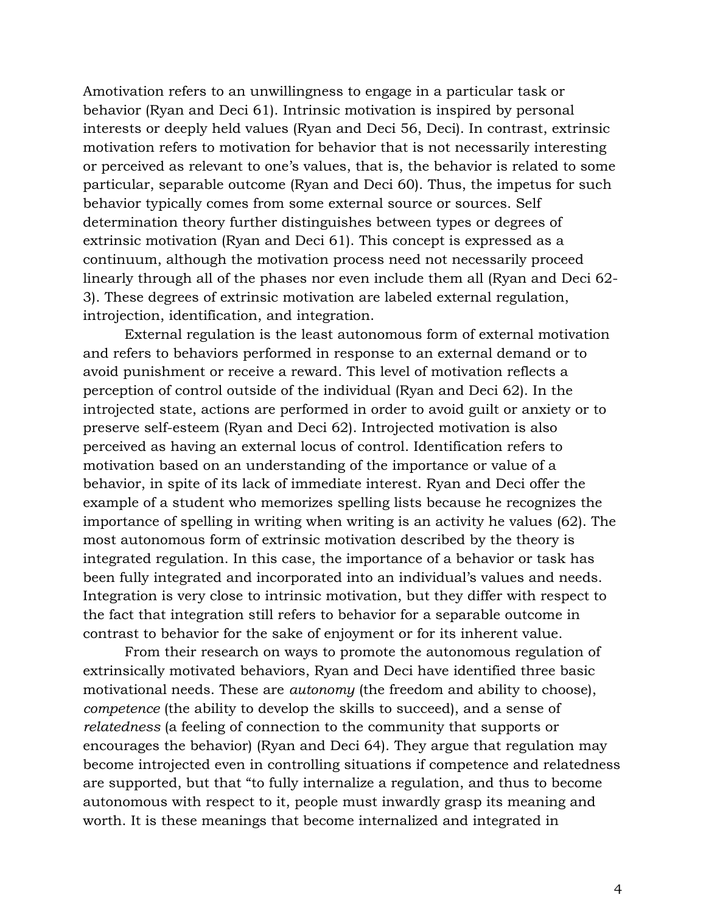Amotivation refers to an unwillingness to engage in a particular task or behavior (Ryan and Deci 61). Intrinsic motivation is inspired by personal interests or deeply held values (Ryan and Deci 56, Deci). In contrast, extrinsic motivation refers to motivation for behavior that is not necessarily interesting or perceived as relevant to one's values, that is, the behavior is related to some particular, separable outcome (Ryan and Deci 60). Thus, the impetus for such behavior typically comes from some external source or sources. Self determination theory further distinguishes between types or degrees of extrinsic motivation (Ryan and Deci 61). This concept is expressed as a continuum, although the motivation process need not necessarily proceed linearly through all of the phases nor even include them all (Ryan and Deci 62-3). These degrees of extrinsic motivation are labeled external regulation, introjection, identification, and integration.

External regulation is the least autonomous form of external motivation and refers to behaviors performed in response to an external demand or to avoid punishment or receive a reward. This level of motivation reflects a perception of control outside of the individual (Ryan and Deci 62). In the introjected state, actions are performed in order to avoid guilt or anxiety or to preserve self-esteem (Ryan and Deci 62). Introjected motivation is also perceived as having an external locus of control. Identification refers to motivation based on an understanding of the importance or value of a behavior, in spite of its lack of immediate interest. Ryan and Deci offer the example of a student who memorizes spelling lists because he recognizes the importance of spelling in writing when writing is an activity he values (62). The most autonomous form of extrinsic motivation described by the theory is integrated regulation. In this case, the importance of a behavior or task has been fully integrated and incorporated into an individual's values and needs. Integration is very close to intrinsic motivation, but they differ with respect to the fact that integration still refers to behavior for a separable outcome in contrast to behavior for the sake of enjoyment or for its inherent value.

From their research on ways to promote the autonomous regulation of extrinsically motivated behaviors, Ryan and Deci have identified three basic motivational needs. These are *autonomy* (the freedom and ability to choose), *competence* (the ability to develop the skills to succeed), and a sense of *relatedness* (a feeling of connection to the community that supports or encourages the behavior) (Ryan and Deci 64). They argue that regulation may become introjected even in controlling situations if competence and relatedness are supported, but that "to fully internalize a regulation, and thus to become autonomous with respect to it, people must inwardly grasp its meaning and worth. It is these meanings that become internalized and integrated in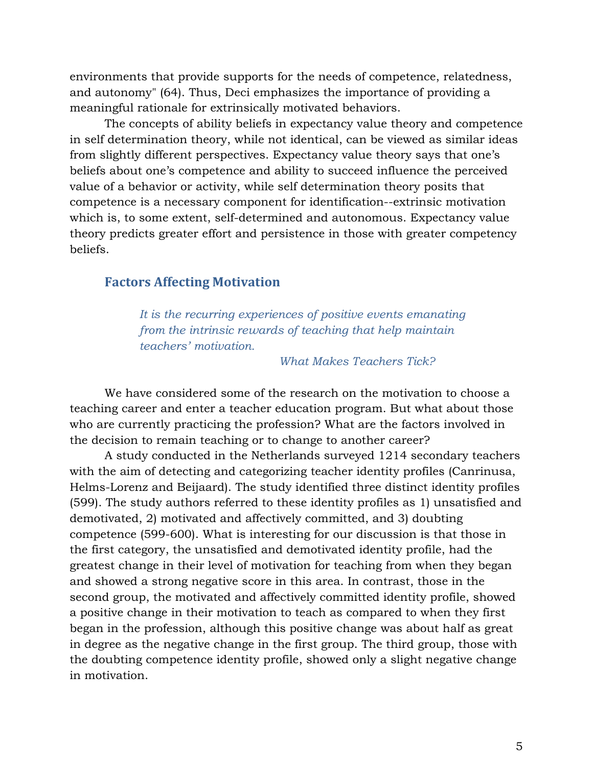environments that provide supports for the needs of competence, relatedness, and autonomy" (64). Thus, Deci emphasizes the importance of providing a meaningful rationale for extrinsically motivated behaviors.

The concepts of ability beliefs in expectancy value theory and competence in self determination theory, while not identical, can be viewed as similar ideas from slightly different perspectives. Expectancy value theory says that one's beliefs about one's competence and ability to succeed influence the perceived value of a behavior or activity, while self determination theory posits that competence is a necessary component for identification--extrinsic motivation which is, to some extent, self-determined and autonomous. Expectancy value theory predicts greater effort and persistence in those with greater competency beliefs.

## Factors Affecting Motivation

> *It is the recurring experiences of positive events emanating from the intrinsic rewards of teaching that help maintain teachers' motivation.*
>
> *What Makes Teachers Tick?*

We have considered some of the research on the motivation to choose a teaching career and enter a teacher education program. But what about those who are currently practicing the profession? What are the factors involved in the decision to remain teaching or to change to another career?

A study conducted in the Netherlands surveyed 1214 secondary teachers with the aim of detecting and categorizing teacher identity profiles (Canrinusa, Helms-Lorenz and Beijaard). The study identified three distinct identity profiles (599). The study authors referred to these identity profiles as 1) unsatisfied and demotivated, 2) motivated and affectively committed, and 3) doubting competence (599-600). What is interesting for our discussion is that those in the first category, the unsatisfied and demotivated identity profile, had the greatest change in their level of motivation for teaching from when they began and showed a strong negative score in this area. In contrast, those in the second group, the motivated and affectively committed identity profile, showed a positive change in their motivation to teach as compared to when they first began in the profession, although this positive change was about half as great in degree as the negative change in the first group. The third group, those with the doubting competence identity profile, showed only a slight negative change in motivation.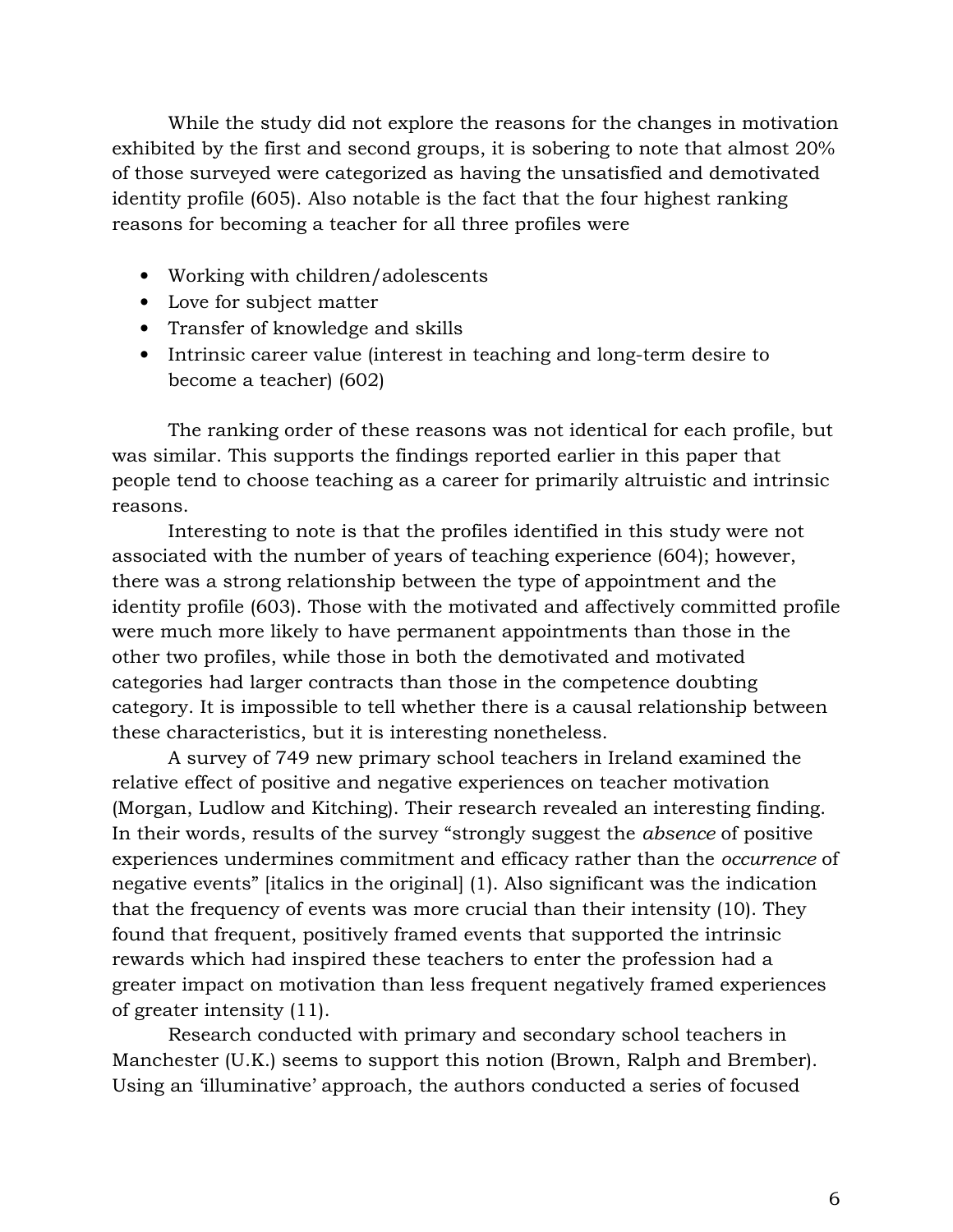While the study did not explore the reasons for the changes in motivation exhibited by the first and second groups, it is sobering to note that almost 20% of those surveyed were categorized as having the unsatisfied and demotivated identity profile (605). Also notable is the fact that the four highest ranking reasons for becoming a teacher for all three profiles were

- Working with children/adolescents
- Love for subject matter
- Transfer of knowledge and skills
- Intrinsic career value (interest in teaching and long-term desire to become a teacher) (602)

The ranking order of these reasons was not identical for each profile, but was similar. This supports the findings reported earlier in this paper that people tend to choose teaching as a career for primarily altruistic and intrinsic reasons.

Interesting to note is that the profiles identified in this study were not associated with the number of years of teaching experience (604); however, there was a strong relationship between the type of appointment and the identity profile (603). Those with the motivated and affectively committed profile were much more likely to have permanent appointments than those in the other two profiles, while those in both the demotivated and motivated categories had larger contracts than those in the competence doubting category. It is impossible to tell whether there is a causal relationship between these characteristics, but it is interesting nonetheless.

A survey of 749 new primary school teachers in Ireland examined the relative effect of positive and negative experiences on teacher motivation (Morgan, Ludlow and Kitching). Their research revealed an interesting finding. In their words, results of the survey "strongly suggest the *absence* of positive experiences undermines commitment and efficacy rather than the *occurrence* of negative events" [italics in the original] (1). Also significant was the indication that the frequency of events was more crucial than their intensity (10). They found that frequent, positively framed events that supported the intrinsic rewards which had inspired these teachers to enter the profession had a greater impact on motivation than less frequent negatively framed experiences of greater intensity (11).

Research conducted with primary and secondary school teachers in Manchester (U.K.) seems to support this notion (Brown, Ralph and Brember). Using an 'illuminative' approach, the authors conducted a series of focused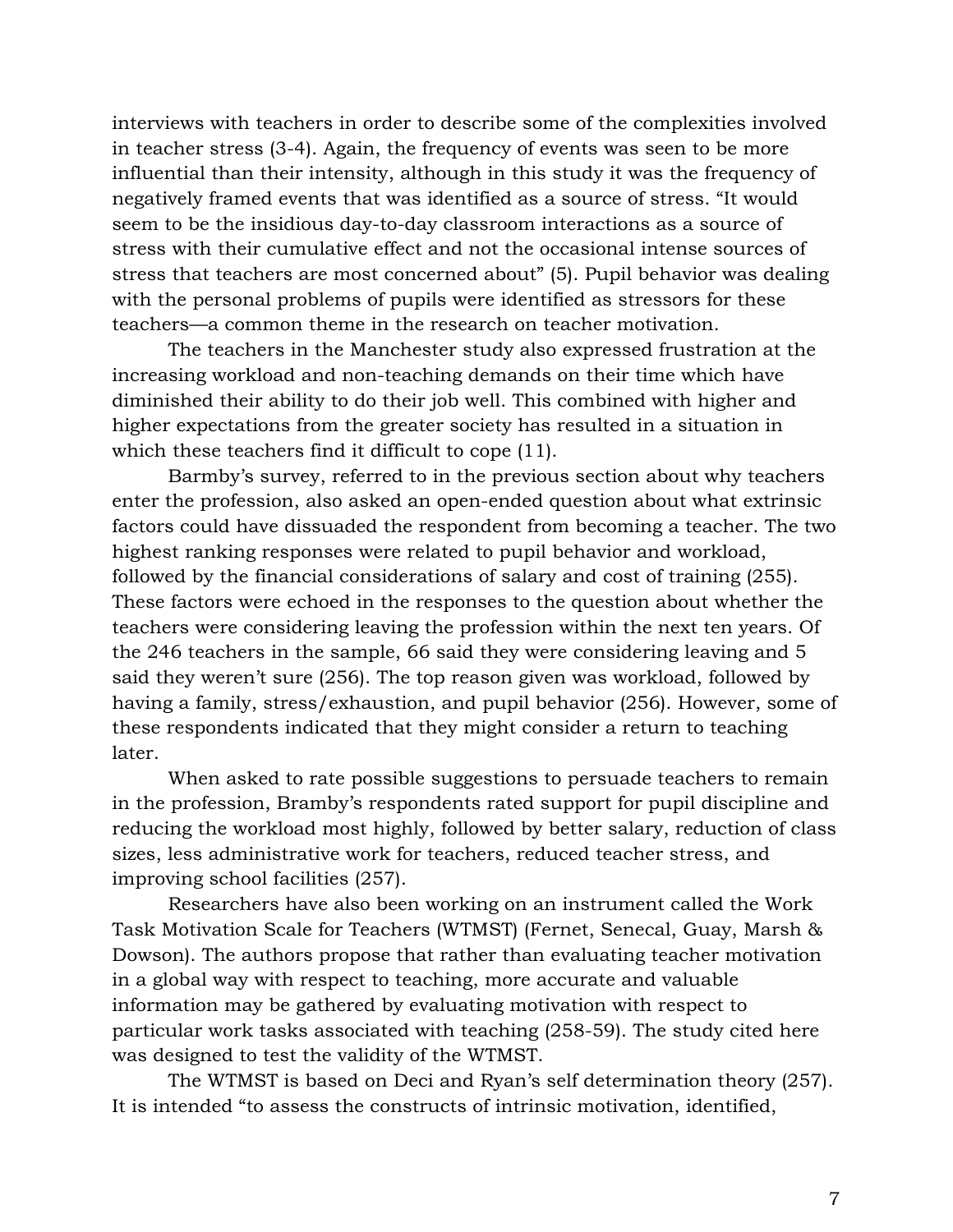interviews with teachers in order to describe some of the complexities involved in teacher stress (3-4). Again, the frequency of events was seen to be more influential than their intensity, although in this study it was the frequency of negatively framed events that was identified as a source of stress. "It would seem to be the insidious day-to-day classroom interactions as a source of stress with their cumulative effect and not the occasional intense sources of stress that teachers are most concerned about" (5). Pupil behavior was dealing with the personal problems of pupils were identified as stressors for these teachers—a common theme in the research on teacher motivation.

The teachers in the Manchester study also expressed frustration at the increasing workload and non-teaching demands on their time which have diminished their ability to do their job well. This combined with higher and higher expectations from the greater society has resulted in a situation in which these teachers find it difficult to cope (11).

Barmby's survey, referred to in the previous section about why teachers enter the profession, also asked an open-ended question about what extrinsic factors could have dissuaded the respondent from becoming a teacher. The two highest ranking responses were related to pupil behavior and workload, followed by the financial considerations of salary and cost of training (255). These factors were echoed in the responses to the question about whether the teachers were considering leaving the profession within the next ten years. Of the 246 teachers in the sample, 66 said they were considering leaving and 5 said they weren't sure (256). The top reason given was workload, followed by having a family, stress/exhaustion, and pupil behavior (256). However, some of these respondents indicated that they might consider a return to teaching later.

When asked to rate possible suggestions to persuade teachers to remain in the profession, Bramby's respondents rated support for pupil discipline and reducing the workload most highly, followed by better salary, reduction of class sizes, less administrative work for teachers, reduced teacher stress, and improving school facilities (257).

Researchers have also been working on an instrument called the Work Task Motivation Scale for Teachers (WTMST) (Fernet, Senecal, Guay, Marsh & Dowson). The authors propose that rather than evaluating teacher motivation in a global way with respect to teaching, more accurate and valuable information may be gathered by evaluating motivation with respect to particular work tasks associated with teaching (258-59). The study cited here was designed to test the validity of the WTMST.

The WTMST is based on Deci and Ryan's self determination theory (257). It is intended "to assess the constructs of intrinsic motivation, identified,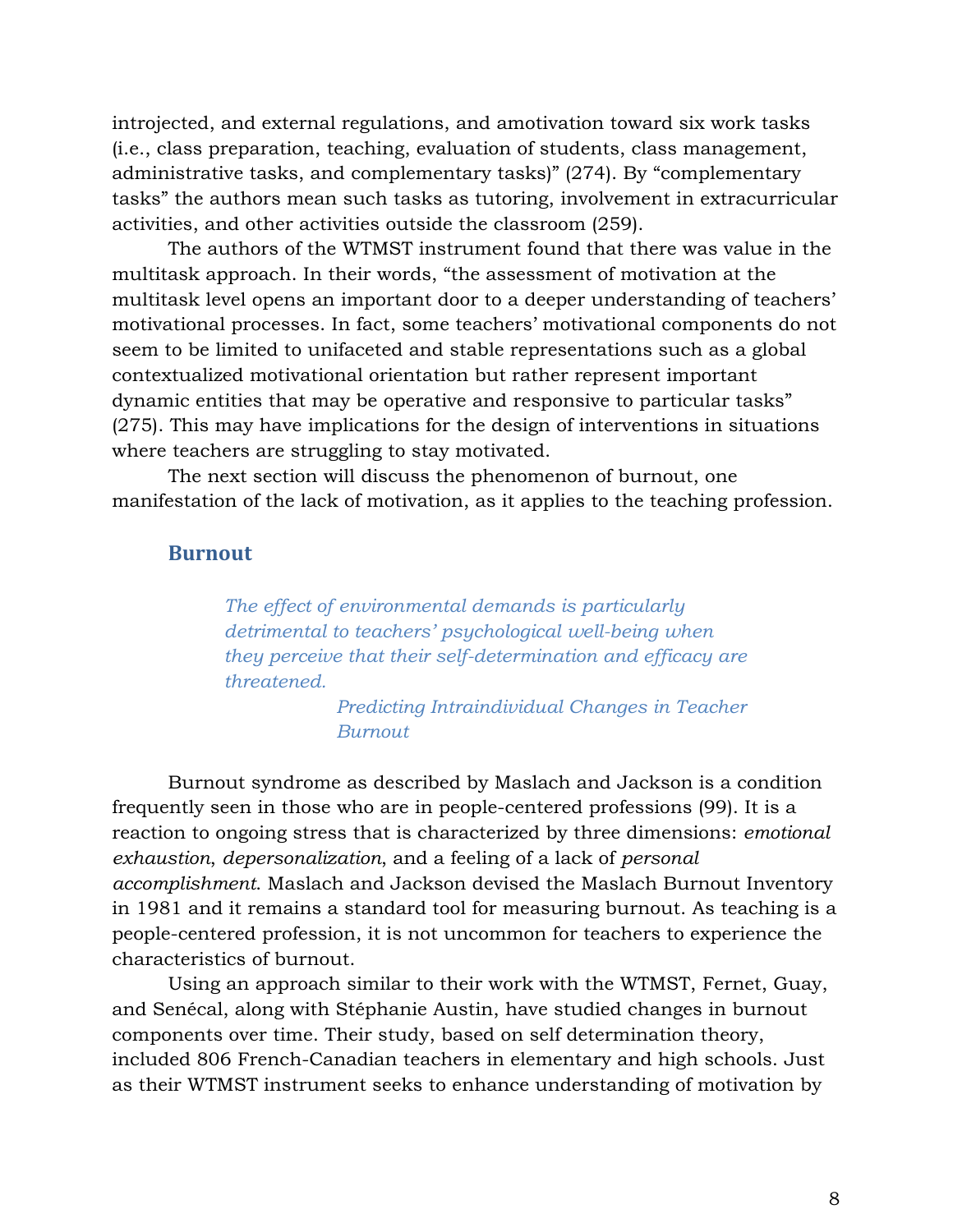introjected, and external regulations, and amotivation toward six work tasks (i.e., class preparation, teaching, evaluation of students, class management, administrative tasks, and complementary tasks)" (274). By "complementary tasks" the authors mean such tasks as tutoring, involvement in extracurricular activities, and other activities outside the classroom (259).

The authors of the WTMST instrument found that there was value in the multitask approach. In their words, "the assessment of motivation at the multitask level opens an important door to a deeper understanding of teachers' motivational processes. In fact, some teachers' motivational components do not seem to be limited to unifaceted and stable representations such as a global contextualized motivational orientation but rather represent important dynamic entities that may be operative and responsive to particular tasks" (275). This may have implications for the design of interventions in situations where teachers are struggling to stay motivated.

The next section will discuss the phenomenon of burnout, one manifestation of the lack of motivation, as it applies to the teaching profession.

## Burnout

> *The effect of environmental demands is particularly detrimental to teachers' psychological well-being when they perceive that their self-determination and efficacy are threatened.*
>
> *Predicting Intraindividual Changes in Teacher Burnout*

Burnout syndrome as described by Maslach and Jackson is a condition frequently seen in those who are in people-centered professions (99). It is a reaction to ongoing stress that is characterized by three dimensions: *emotional exhaustion*, *depersonalization*, and a feeling of a lack of *personal accomplishment*. Maslach and Jackson devised the Maslach Burnout Inventory in 1981 and it remains a standard tool for measuring burnout. As teaching is a people-centered profession, it is not uncommon for teachers to experience the characteristics of burnout.

Using an approach similar to their work with the WTMST, Fernet, Guay, and Senécal, along with Stéphanie Austin, have studied changes in burnout components over time. Their study, based on self determination theory, included 806 French-Canadian teachers in elementary and high schools. Just as their WTMST instrument seeks to enhance understanding of motivation by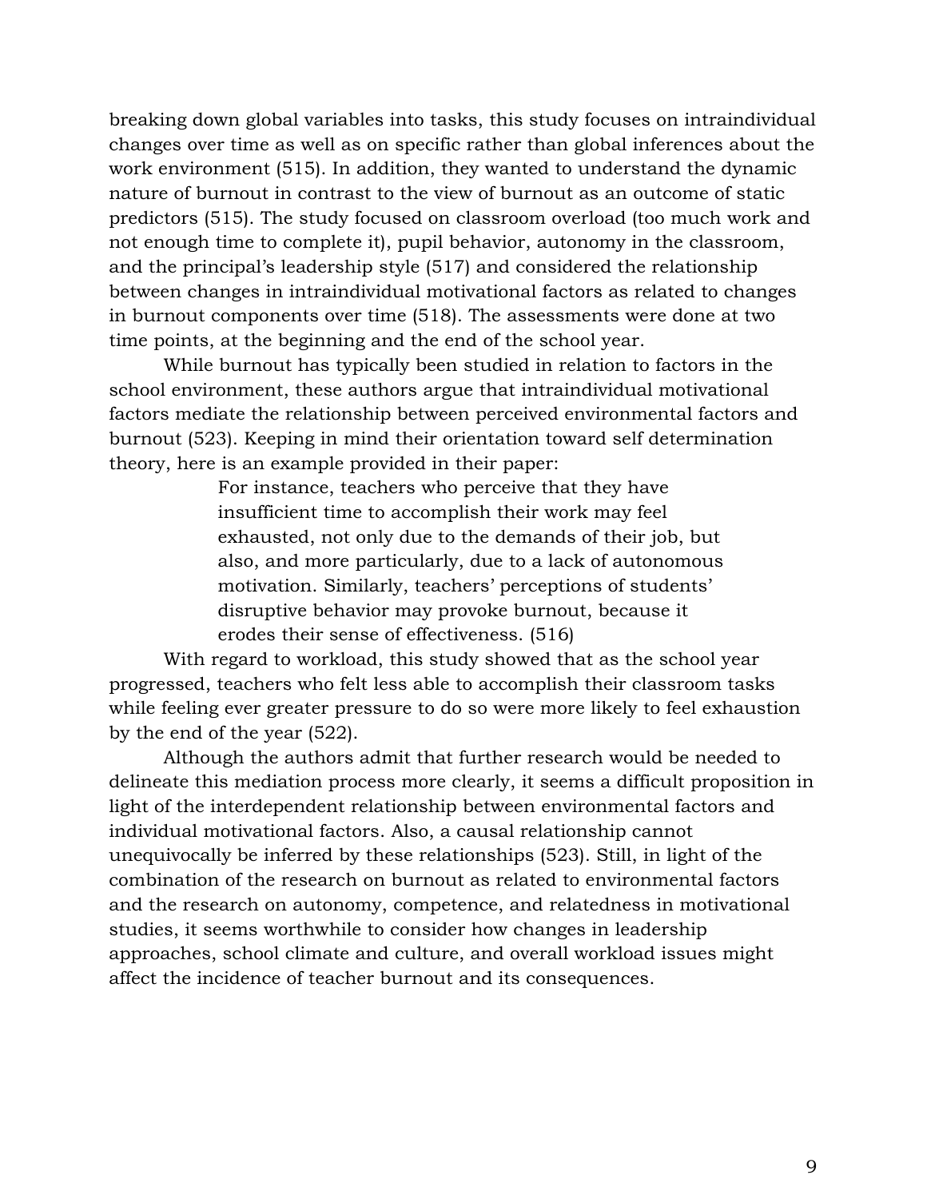breaking down global variables into tasks, this study focuses on intraindividual changes over time as well as on specific rather than global inferences about the work environment (515). In addition, they wanted to understand the dynamic nature of burnout in contrast to the view of burnout as an outcome of static predictors (515). The study focused on classroom overload (too much work and not enough time to complete it), pupil behavior, autonomy in the classroom, and the principal's leadership style (517) and considered the relationship between changes in intraindividual motivational factors as related to changes in burnout components over time (518). The assessments were done at two time points, at the beginning and the end of the school year.

While burnout has typically been studied in relation to factors in the school environment, these authors argue that intraindividual motivational factors mediate the relationship between perceived environmental factors and burnout (523). Keeping in mind their orientation toward self determination theory, here is an example provided in their paper:

> For instance, teachers who perceive that they have insufficient time to accomplish their work may feel exhausted, not only due to the demands of their job, but also, and more particularly, due to a lack of autonomous motivation. Similarly, teachers' perceptions of students' disruptive behavior may provoke burnout, because it erodes their sense of effectiveness. (516)

With regard to workload, this study showed that as the school year progressed, teachers who felt less able to accomplish their classroom tasks while feeling ever greater pressure to do so were more likely to feel exhaustion by the end of the year (522).

Although the authors admit that further research would be needed to delineate this mediation process more clearly, it seems a difficult proposition in light of the interdependent relationship between environmental factors and individual motivational factors. Also, a causal relationship cannot unequivocally be inferred by these relationships (523). Still, in light of the combination of the research on burnout as related to environmental factors and the research on autonomy, competence, and relatedness in motivational studies, it seems worthwhile to consider how changes in leadership approaches, school climate and culture, and overall workload issues might affect the incidence of teacher burnout and its consequences.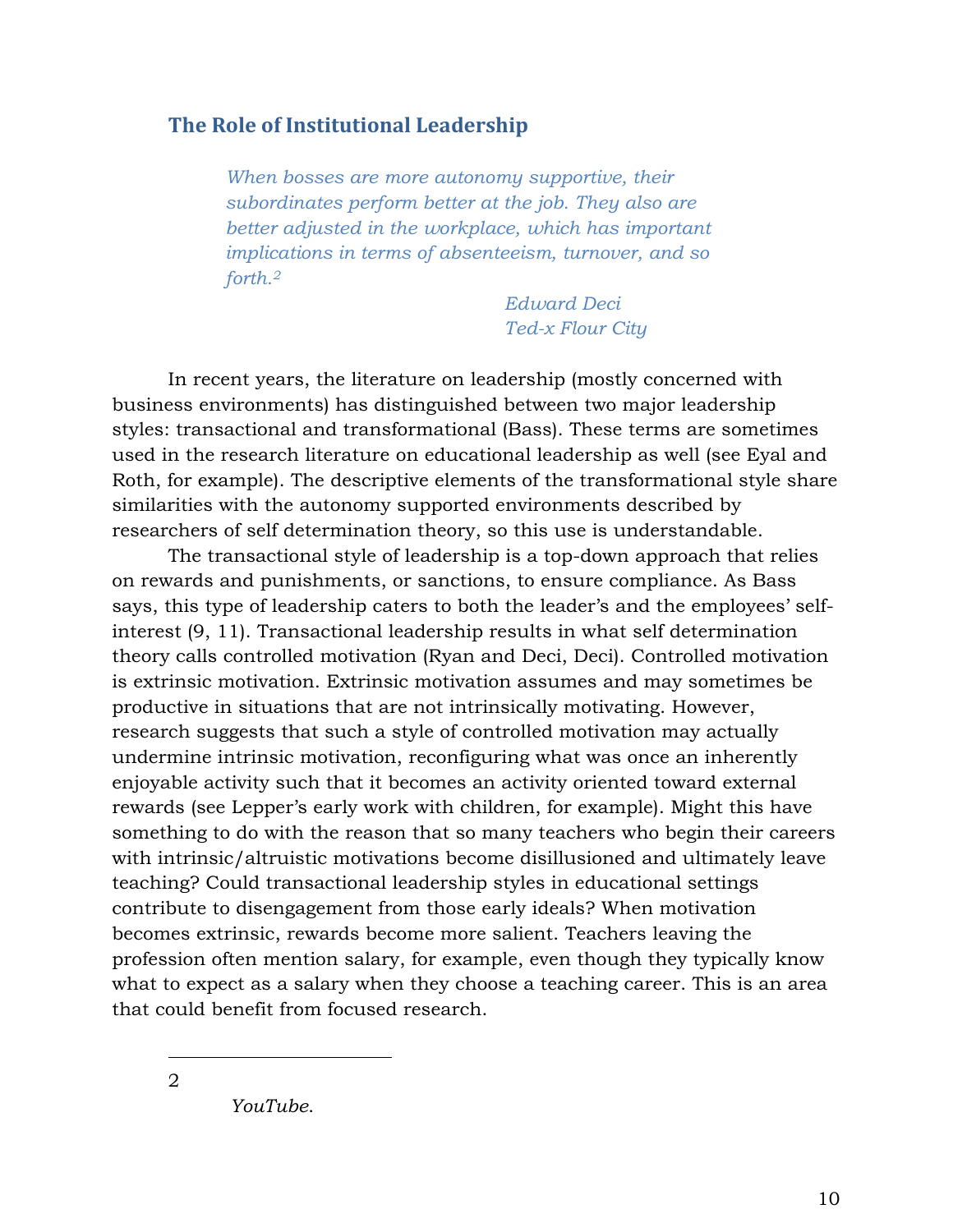## The Role of Institutional Leadership

> *When bosses are more autonomy supportive, their subordinates perform better at the job. They also are better adjusted in the workplace, which has important implications in terms of absenteeism, turnover, and so forth.*[2]
>
> *Edward Deci*
> *Ted-x Flour City*

In recent years, the literature on leadership (mostly concerned with business environments) has distinguished between two major leadership styles: transactional and transformational (Bass). These terms are sometimes used in the research literature on educational leadership as well (see Eyal and Roth, for example). The descriptive elements of the transformational style share similarities with the autonomy supported environments described by researchers of self determination theory, so this use is understandable.

The transactional style of leadership is a top-down approach that relies on rewards and punishments, or sanctions, to ensure compliance. As Bass says, this type of leadership caters to both the leader's and the employees' self-interest (9, 11). Transactional leadership results in what self determination theory calls controlled motivation (Ryan and Deci, Deci). Controlled motivation is extrinsic motivation. Extrinsic motivation assumes and may sometimes be productive in situations that are not intrinsically motivating. However, research suggests that such a style of controlled motivation may actually undermine intrinsic motivation, reconfiguring what was once an inherently enjoyable activity such that it becomes an activity oriented toward external rewards (see Lepper's early work with children, for example). Might this have something to do with the reason that so many teachers who begin their careers with intrinsic/altruistic motivations become disillusioned and ultimately leave teaching? Could transactional leadership styles in educational settings contribute to disengagement from those early ideals? When motivation becomes extrinsic, rewards become more salient. Teachers leaving the profession often mention salary, for example, even though they typically know what to expect as a salary when they choose a teaching career. This is an area that could benefit from focused research.

---

2

*YouTube*.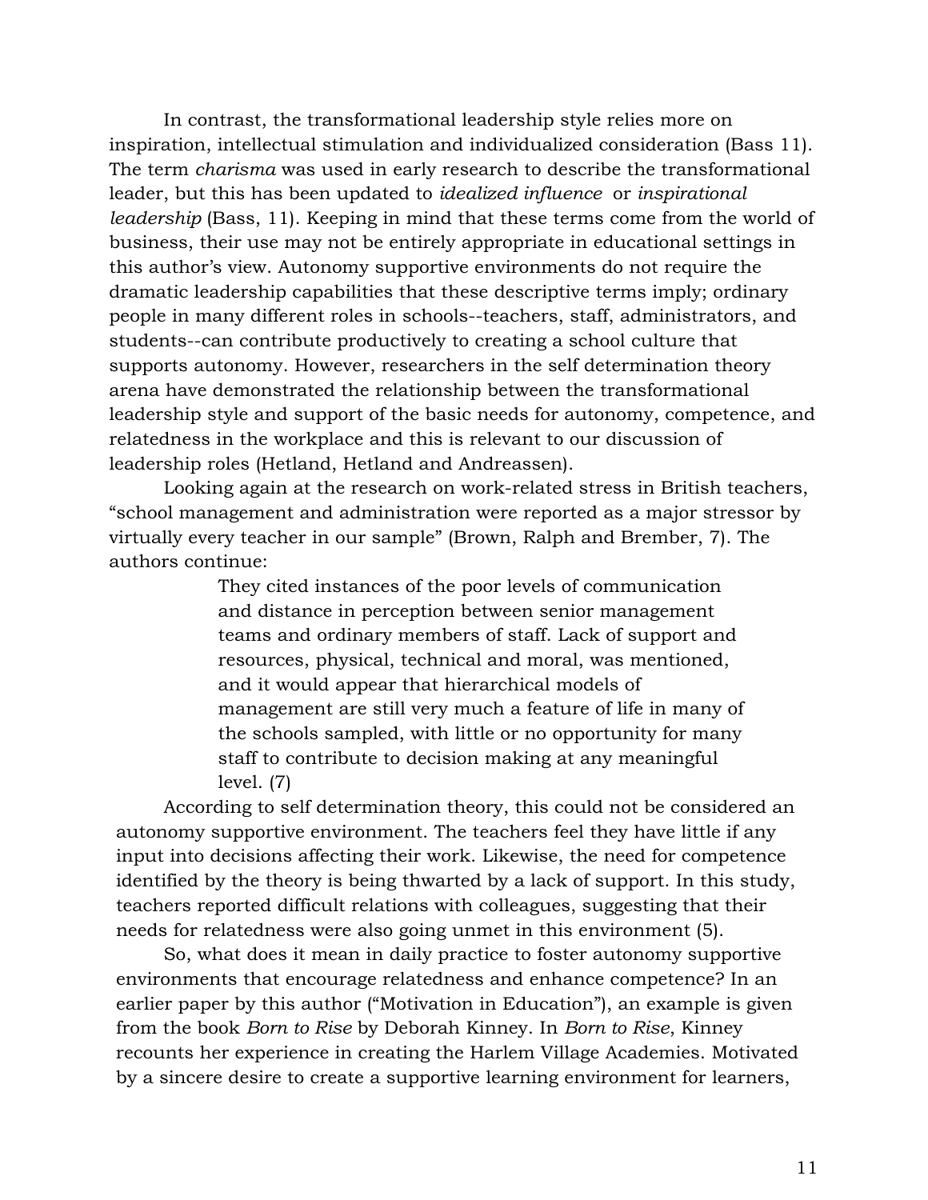In contrast, the transformational leadership style relies more on inspiration, intellectual stimulation and individualized consideration (Bass 11). The term *charisma* was used in early research to describe the transformational leader, but this has been updated to *idealized influence* or *inspirational leadership* (Bass, 11). Keeping in mind that these terms come from the world of business, their use may not be entirely appropriate in educational settings in this author's view. Autonomy supportive environments do not require the dramatic leadership capabilities that these descriptive terms imply; ordinary people in many different roles in schools--teachers, staff, administrators, and students--can contribute productively to creating a school culture that supports autonomy. However, researchers in the self determination theory arena have demonstrated the relationship between the transformational leadership style and support of the basic needs for autonomy, competence, and relatedness in the workplace and this is relevant to our discussion of leadership roles (Hetland, Hetland and Andreassen).

Looking again at the research on work-related stress in British teachers, "school management and administration were reported as a major stressor by virtually every teacher in our sample" (Brown, Ralph and Brember, 7). The authors continue:

> They cited instances of the poor levels of communication and distance in perception between senior management teams and ordinary members of staff. Lack of support and resources, physical, technical and moral, was mentioned, and it would appear that hierarchical models of management are still very much a feature of life in many of the schools sampled, with little or no opportunity for many staff to contribute to decision making at any meaningful level. (7)

According to self determination theory, this could not be considered an autonomy supportive environment. The teachers feel they have little if any input into decisions affecting their work. Likewise, the need for competence identified by the theory is being thwarted by a lack of support. In this study, teachers reported difficult relations with colleagues, suggesting that their needs for relatedness were also going unmet in this environment (5).

So, what does it mean in daily practice to foster autonomy supportive environments that encourage relatedness and enhance competence? In an earlier paper by this author ("Motivation in Education"), an example is given from the book *Born to Rise* by Deborah Kinney. In *Born to Rise*, Kinney recounts her experience in creating the Harlem Village Academies. Motivated by a sincere desire to create a supportive learning environment for learners,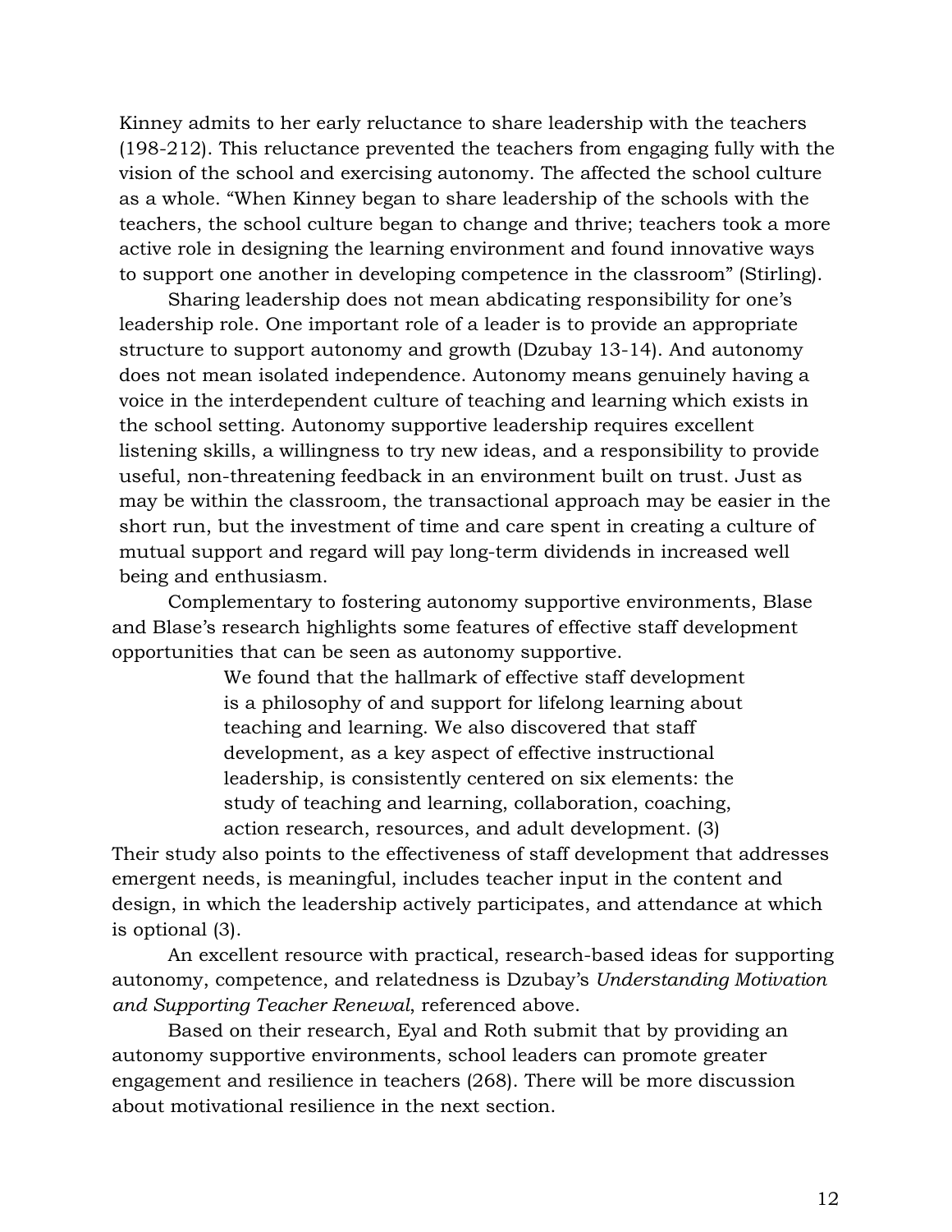Kinney admits to her early reluctance to share leadership with the teachers (198-212). This reluctance prevented the teachers from engaging fully with the vision of the school and exercising autonomy. The affected the school culture as a whole. "When Kinney began to share leadership of the schools with the teachers, the school culture began to change and thrive; teachers took a more active role in designing the learning environment and found innovative ways to support one another in developing competence in the classroom" (Stirling).

Sharing leadership does not mean abdicating responsibility for one's leadership role. One important role of a leader is to provide an appropriate structure to support autonomy and growth (Dzubay 13-14). And autonomy does not mean isolated independence. Autonomy means genuinely having a voice in the interdependent culture of teaching and learning which exists in the school setting. Autonomy supportive leadership requires excellent listening skills, a willingness to try new ideas, and a responsibility to provide useful, non-threatening feedback in an environment built on trust. Just as may be within the classroom, the transactional approach may be easier in the short run, but the investment of time and care spent in creating a culture of mutual support and regard will pay long-term dividends in increased well being and enthusiasm.

Complementary to fostering autonomy supportive environments, Blase and Blase's research highlights some features of effective staff development opportunities that can be seen as autonomy supportive.

> We found that the hallmark of effective staff development is a philosophy of and support for lifelong learning about teaching and learning. We also discovered that staff development, as a key aspect of effective instructional leadership, is consistently centered on six elements: the study of teaching and learning, collaboration, coaching, action research, resources, and adult development. (3)

Their study also points to the effectiveness of staff development that addresses emergent needs, is meaningful, includes teacher input in the content and design, in which the leadership actively participates, and attendance at which is optional (3).

An excellent resource with practical, research-based ideas for supporting autonomy, competence, and relatedness is Dzubay's *Understanding Motivation and Supporting Teacher Renewal*, referenced above.

Based on their research, Eyal and Roth submit that by providing an autonomy supportive environments, school leaders can promote greater engagement and resilience in teachers (268). There will be more discussion about motivational resilience in the next section.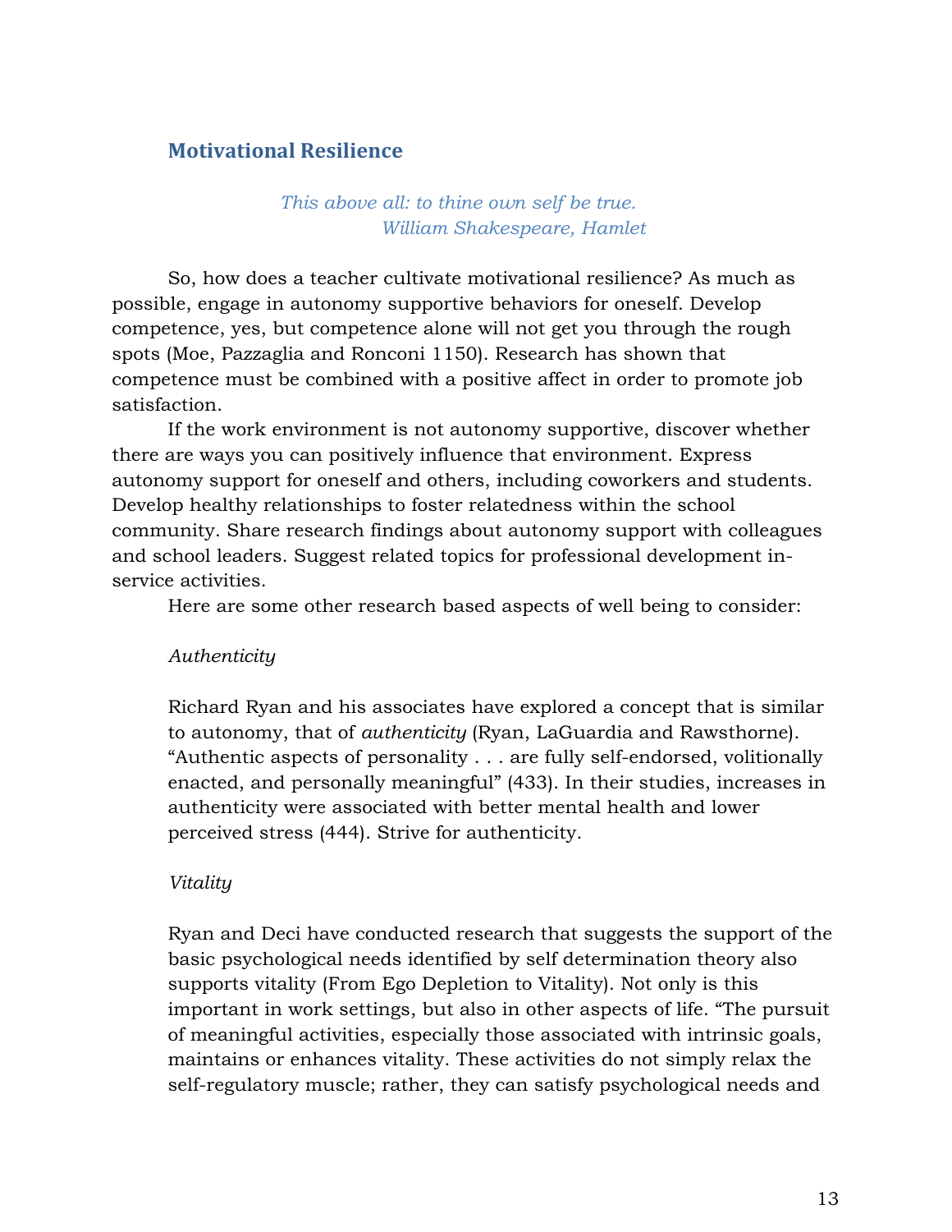## Motivational Resilience

*This above all: to thine own self be true.*
*William Shakespeare, Hamlet*

So, how does a teacher cultivate motivational resilience? As much as possible, engage in autonomy supportive behaviors for oneself. Develop competence, yes, but competence alone will not get you through the rough spots (Moe, Pazzaglia and Ronconi 1150). Research has shown that competence must be combined with a positive affect in order to promote job satisfaction.

If the work environment is not autonomy supportive, discover whether there are ways you can positively influence that environment. Express autonomy support for oneself and others, including coworkers and students. Develop healthy relationships to foster relatedness within the school community. Share research findings about autonomy support with colleagues and school leaders. Suggest related topics for professional development in-service activities.

Here are some other research based aspects of well being to consider:

*Authenticity*

Richard Ryan and his associates have explored a concept that is similar to autonomy, that of *authenticity* (Ryan, LaGuardia and Rawsthorne). "Authentic aspects of personality . . . are fully self-endorsed, volitionally enacted, and personally meaningful" (433). In their studies, increases in authenticity were associated with better mental health and lower perceived stress (444). Strive for authenticity.

*Vitality*

Ryan and Deci have conducted research that suggests the support of the basic psychological needs identified by self determination theory also supports vitality (From Ego Depletion to Vitality). Not only is this important in work settings, but also in other aspects of life. "The pursuit of meaningful activities, especially those associated with intrinsic goals, maintains or enhances vitality. These activities do not simply relax the self-regulatory muscle; rather, they can satisfy psychological needs and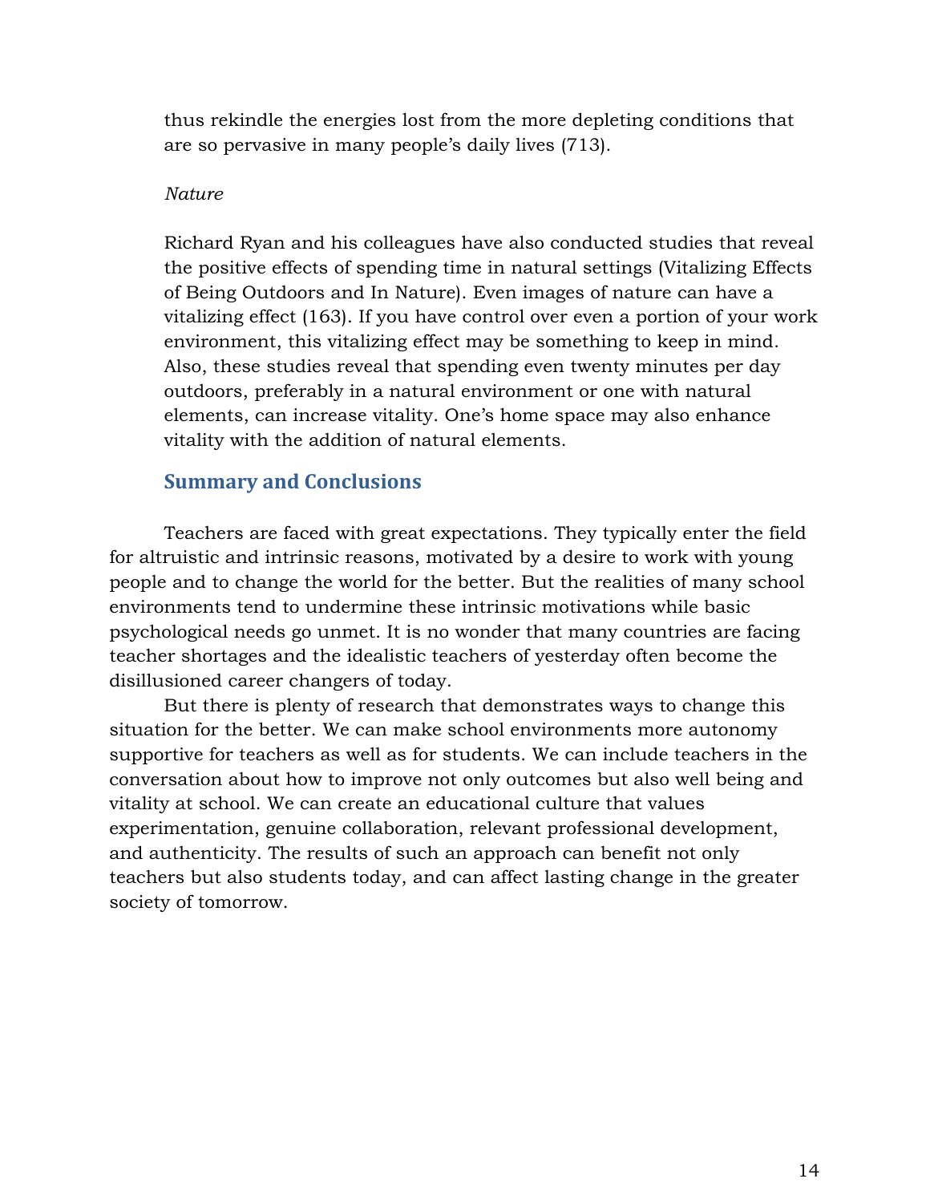thus rekindle the energies lost from the more depleting conditions that are so pervasive in many people's daily lives (713).

*Nature*

Richard Ryan and his colleagues have also conducted studies that reveal the positive effects of spending time in natural settings (Vitalizing Effects of Being Outdoors and In Nature). Even images of nature can have a vitalizing effect (163). If you have control over even a portion of your work environment, this vitalizing effect may be something to keep in mind. Also, these studies reveal that spending even twenty minutes per day outdoors, preferably in a natural environment or one with natural elements, can increase vitality. One's home space may also enhance vitality with the addition of natural elements.

## Summary and Conclusions

Teachers are faced with great expectations. They typically enter the field for altruistic and intrinsic reasons, motivated by a desire to work with young people and to change the world for the better. But the realities of many school environments tend to undermine these intrinsic motivations while basic psychological needs go unmet. It is no wonder that many countries are facing teacher shortages and the idealistic teachers of yesterday often become the disillusioned career changers of today.

But there is plenty of research that demonstrates ways to change this situation for the better. We can make school environments more autonomy supportive for teachers as well as for students. We can include teachers in the conversation about how to improve not only outcomes but also well being and vitality at school. We can create an educational culture that values experimentation, genuine collaboration, relevant professional development, and authenticity. The results of such an approach can benefit not only teachers but also students today, and can affect lasting change in the greater society of tomorrow.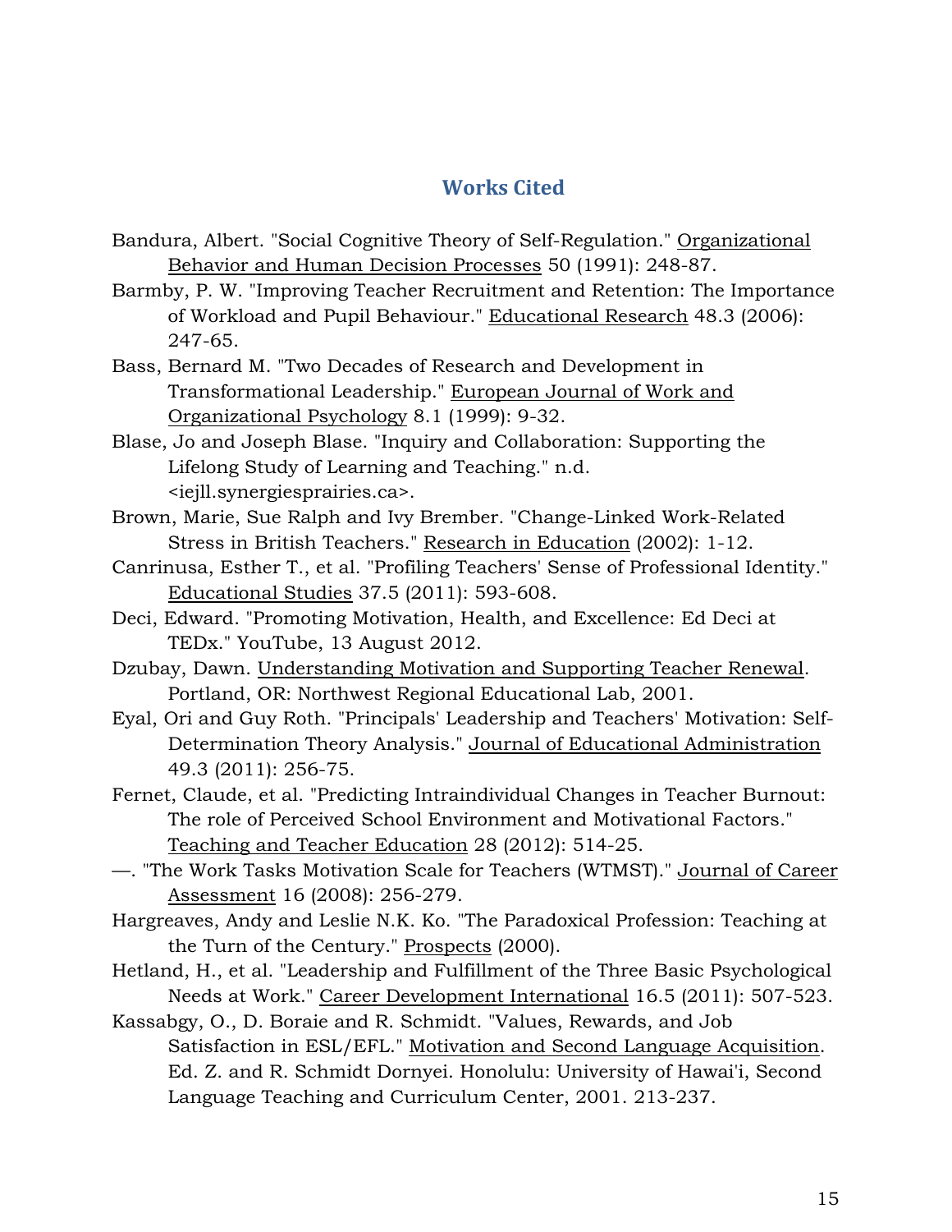## Works Cited

Bandura, Albert. "Social Cognitive Theory of Self-Regulation." Organizational Behavior and Human Decision Processes 50 (1991): 248-87.

Barmby, P. W. "Improving Teacher Recruitment and Retention: The Importance of Workload and Pupil Behaviour." Educational Research 48.3 (2006): 247-65.

Bass, Bernard M. "Two Decades of Research and Development in Transformational Leadership." European Journal of Work and Organizational Psychology 8.1 (1999): 9-32.

Blase, Jo and Joseph Blase. "Inquiry and Collaboration: Supporting the Lifelong Study of Learning and Teaching." n.d. <iejll.synergiesprairies.ca>.

Brown, Marie, Sue Ralph and Ivy Brember. "Change-Linked Work-Related Stress in British Teachers." Research in Education (2002): 1-12.

Canrinusa, Esther T., et al. "Profiling Teachers' Sense of Professional Identity." Educational Studies 37.5 (2011): 593-608.

Deci, Edward. "Promoting Motivation, Health, and Excellence: Ed Deci at TEDx." YouTube, 13 August 2012.

Dzubay, Dawn. Understanding Motivation and Supporting Teacher Renewal. Portland, OR: Northwest Regional Educational Lab, 2001.

Eyal, Ori and Guy Roth. "Principals' Leadership and Teachers' Motivation: Self-Determination Theory Analysis." Journal of Educational Administration 49.3 (2011): 256-75.

Fernet, Claude, et al. "Predicting Intraindividual Changes in Teacher Burnout: The role of Perceived School Environment and Motivational Factors." Teaching and Teacher Education 28 (2012): 514-25.

—. "The Work Tasks Motivation Scale for Teachers (WTMST)." Journal of Career Assessment 16 (2008): 256-279.

Hargreaves, Andy and Leslie N.K. Ko. "The Paradoxical Profession: Teaching at the Turn of the Century." Prospects (2000).

Hetland, H., et al. "Leadership and Fulfillment of the Three Basic Psychological Needs at Work." Career Development International 16.5 (2011): 507-523.

Kassabgy, O., D. Boraie and R. Schmidt. "Values, Rewards, and Job Satisfaction in ESL/EFL." Motivation and Second Language Acquisition. Ed. Z. and R. Schmidt Dornyei. Honolulu: University of Hawai'i, Second Language Teaching and Curriculum Center, 2001. 213-237.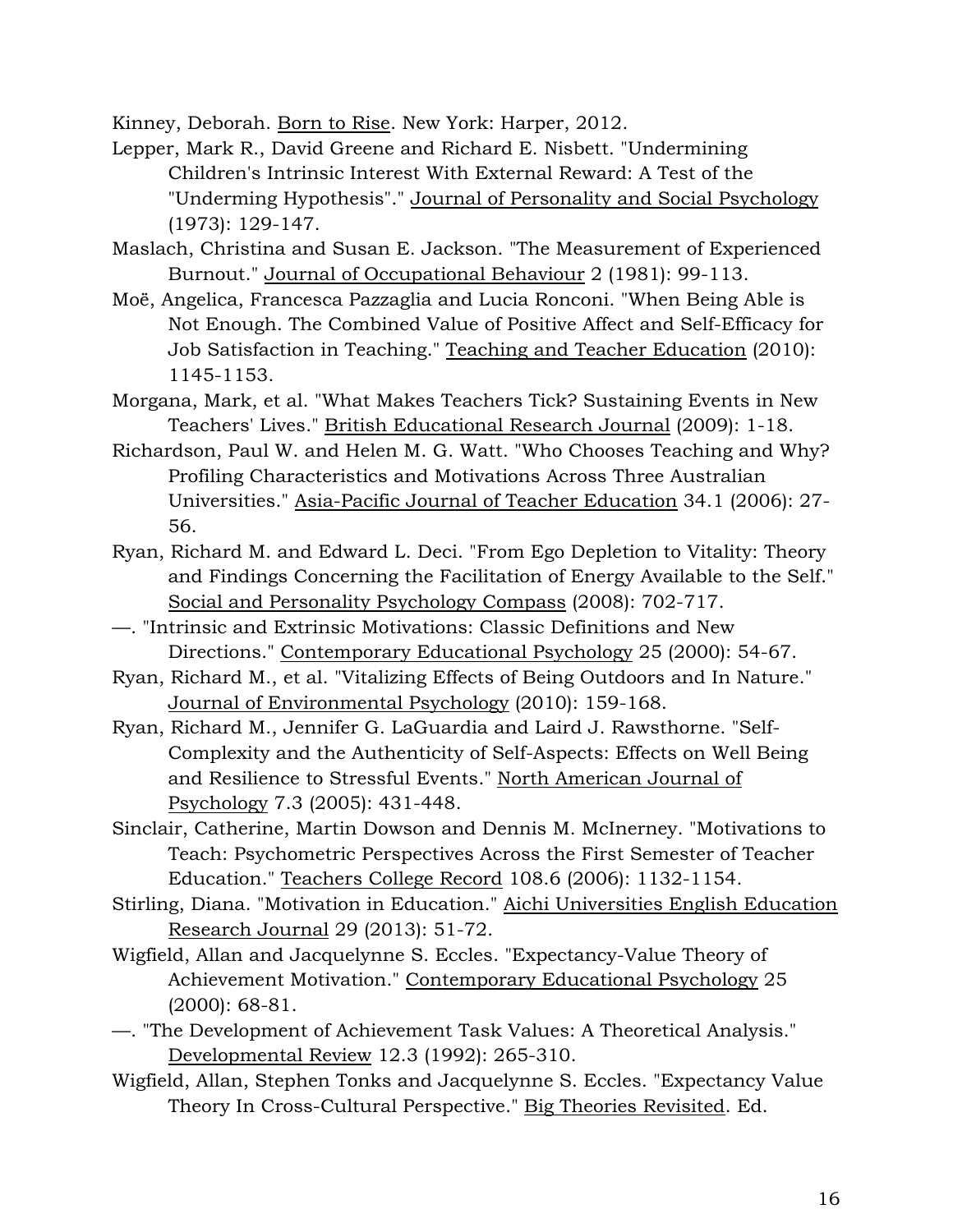Kinney, Deborah. Born to Rise. New York: Harper, 2012.

Lepper, Mark R., David Greene and Richard E. Nisbett. "Undermining Children's Intrinsic Interest With External Reward: A Test of the "Underming Hypothesis"." Journal of Personality and Social Psychology (1973): 129-147.

Maslach, Christina and Susan E. Jackson. "The Measurement of Experienced Burnout." Journal of Occupational Behaviour 2 (1981): 99-113.

Moë, Angelica, Francesca Pazzaglia and Lucia Ronconi. "When Being Able is Not Enough. The Combined Value of Positive Affect and Self-Efficacy for Job Satisfaction in Teaching." Teaching and Teacher Education (2010): 1145-1153.

Morgana, Mark, et al. "What Makes Teachers Tick? Sustaining Events in New Teachers' Lives." British Educational Research Journal (2009): 1-18.

Richardson, Paul W. and Helen M. G. Watt. "Who Chooses Teaching and Why? Profiling Characteristics and Motivations Across Three Australian Universities." Asia-Pacific Journal of Teacher Education 34.1 (2006): 27-56.

Ryan, Richard M. and Edward L. Deci. "From Ego Depletion to Vitality: Theory and Findings Concerning the Facilitation of Energy Available to the Self." Social and Personality Psychology Compass (2008): 702-717.

—. "Intrinsic and Extrinsic Motivations: Classic Definitions and New Directions." Contemporary Educational Psychology 25 (2000): 54-67.

Ryan, Richard M., et al. "Vitalizing Effects of Being Outdoors and In Nature." Journal of Environmental Psychology (2010): 159-168.

Ryan, Richard M., Jennifer G. LaGuardia and Laird J. Rawsthorne. "Self-Complexity and the Authenticity of Self-Aspects: Effects on Well Being and Resilience to Stressful Events." North American Journal of Psychology 7.3 (2005): 431-448.

Sinclair, Catherine, Martin Dowson and Dennis M. McInerney. "Motivations to Teach: Psychometric Perspectives Across the First Semester of Teacher Education." Teachers College Record 108.6 (2006): 1132-1154.

Stirling, Diana. "Motivation in Education." Aichi Universities English Education Research Journal 29 (2013): 51-72.

Wigfield, Allan and Jacquelynne S. Eccles. "Expectancy-Value Theory of Achievement Motivation." Contemporary Educational Psychology 25 (2000): 68-81.

—. "The Development of Achievement Task Values: A Theoretical Analysis." Developmental Review 12.3 (1992): 265-310.

Wigfield, Allan, Stephen Tonks and Jacquelynne S. Eccles. "Expectancy Value Theory In Cross-Cultural Perspective." Big Theories Revisited. Ed.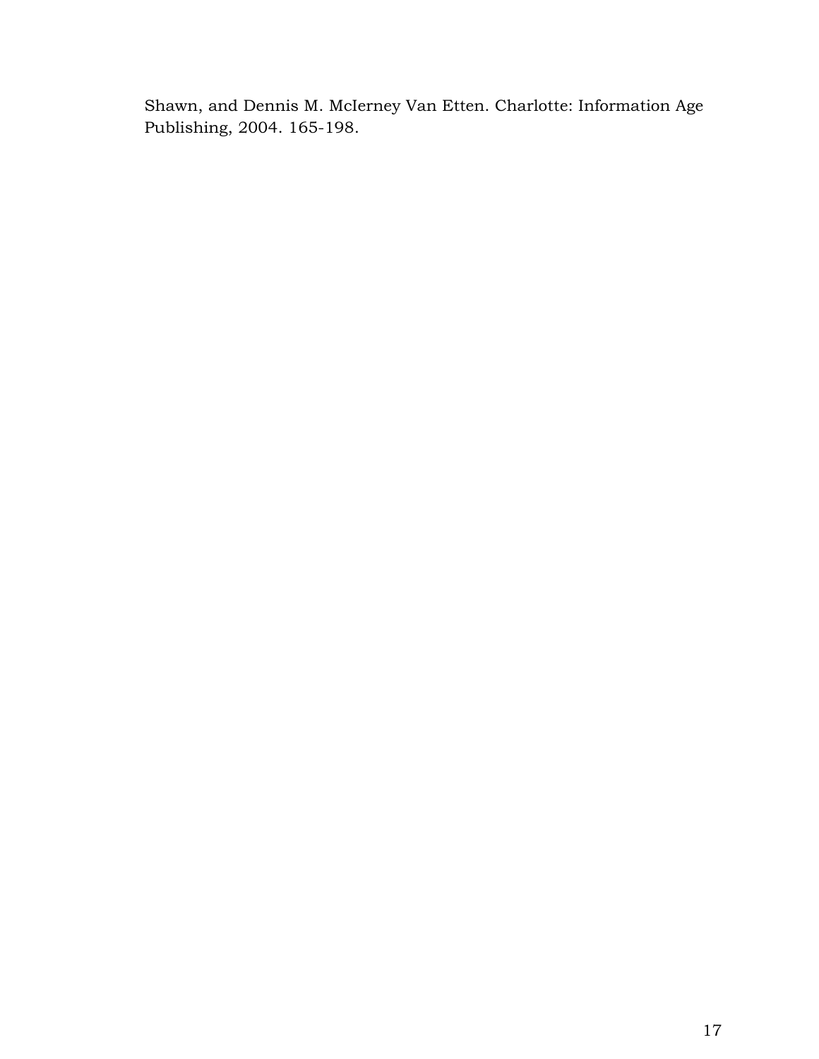Shawn, and Dennis M. McIerney Van Etten. Charlotte: Information Age Publishing, 2004. 165-198.